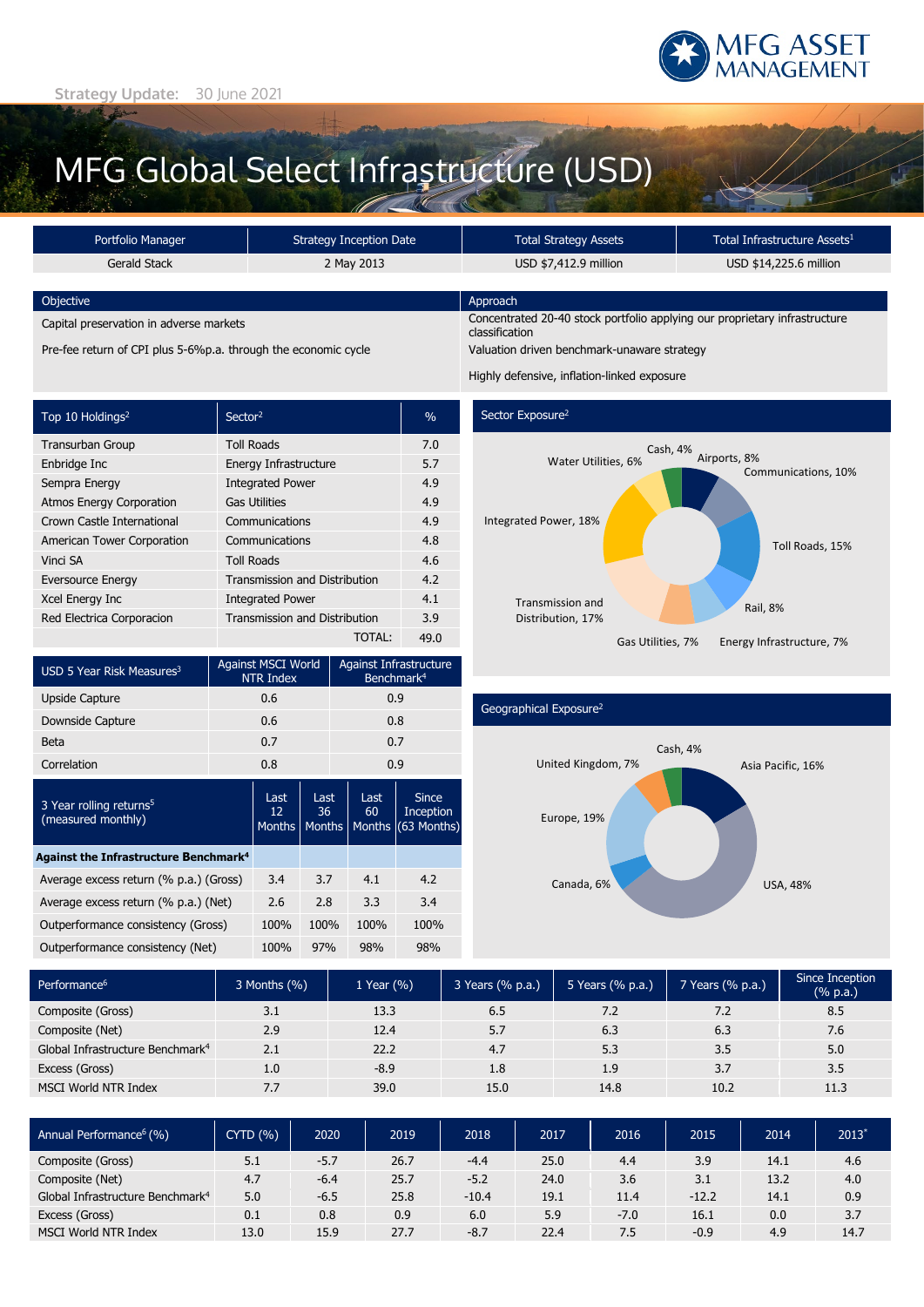MFG ASSET MANAGEMENT

**Strategy Update:** 30 June 2021

# MFG Global Select Infrastructure (USD)

| Portfolio Manager | Strategy Inception Date | Total Strategy Assets | Total Infrastructure Assets[1] |
|---|---|---|---|
| Gerald Stack | 2 May 2013 | USD $7,412.9 million | USD $14,225.6 million |

| Objective | Approach |
|---|---|
| Capital preservation in adverse markets | Concentrated 20-40 stock portfolio applying our proprietary infrastructure classification |
| Pre-fee return of CPI plus 5-6%p.a. through the economic cycle | Valuation driven benchmark-unaware strategy |
| | Highly defensive, inflation-linked exposure |

| Top 10 Holdings[2] | Sector[2] | % |
|---|---|---|
| Transurban Group | Toll Roads | 7.0 |
| Enbridge Inc | Energy Infrastructure | 5.7 |
| Sempra Energy | Integrated Power | 4.9 |
| Atmos Energy Corporation | Gas Utilities | 4.9 |
| Crown Castle International | Communications | 4.9 |
| American Tower Corporation | Communications | 4.8 |
| Vinci SA | Toll Roads | 4.6 |
| Eversource Energy | Transmission and Distribution | 4.2 |
| Xcel Energy Inc | Integrated Power | 4.1 |
| Red Electrica Corporacion | Transmission and Distribution | 3.9 |
| | TOTAL: | 49.0 |

**Sector Exposure[2]**

| Sector | % |
|---|---|
| Cash | 4% |
| Airports | 8% |
| Communications | 10% |
| Toll Roads | 15% |
| Rail | 8% |
| Energy Infrastructure | 7% |
| Gas Utilities | 7% |
| Transmission and Distribution | 17% |
| Integrated Power | 18% |
| Water Utilities | 6% |

| USD 5 Year Risk Measures[3] | Against MSCI World NTR Index | Against Infrastructure Benchmark[4] |
|---|---|---|
| Upside Capture | 0.6 | 0.9 |
| Downside Capture | 0.6 | 0.8 |
| Beta | 0.7 | 0.7 |
| Correlation | 0.8 | 0.9 |

**Geographical Exposure[2]**

| Region | % |
|---|---|
| Cash | 4% |
| Asia Pacific | 16% |
| USA | 48% |
| Canada | 6% |
| Europe | 19% |
| United Kingdom | 7% |

| 3 Year rolling returns[5] (measured monthly) | Last 12 Months | Last 36 Months | Last 60 Months | Since Inception (63 Months) |
|---|---|---|---|---|
| **Against the Infrastructure Benchmark[4]** | | | | |
| Average excess return (% p.a.) (Gross) | 3.4 | 3.7 | 4.1 | 4.2 |
| Average excess return (% p.a.) (Net) | 2.6 | 2.8 | 3.3 | 3.4 |
| Outperformance consistency (Gross) | 100% | 100% | 100% | 100% |
| Outperformance consistency (Net) | 100% | 97% | 98% | 98% |

| Performance[6] | 3 Months (%) | 1 Year (%) | 3 Years (% p.a.) | 5 Years (% p.a.) | 7 Years (% p.a.) | Since Inception (% p.a.) |
|---|---|---|---|---|---|---|
| Composite (Gross) | 3.1 | 13.3 | 6.5 | 7.2 | 7.2 | 8.5 |
| Composite (Net) | 2.9 | 12.4 | 5.7 | 6.3 | 6.3 | 7.6 |
| Global Infrastructure Benchmark[4] | 2.1 | 22.2 | 4.7 | 5.3 | 3.5 | 5.0 |
| Excess (Gross) | 1.0 | -8.9 | 1.8 | 1.9 | 3.7 | 3.5 |
| MSCI World NTR Index | 7.7 | 39.0 | 15.0 | 14.8 | 10.2 | 11.3 |

| Annual Performance[6] (%) | CYTD (%) | 2020 | 2019 | 2018 | 2017 | 2016 | 2015 | 2014 | 2013* |
|---|---|---|---|---|---|---|---|---|---|
| Composite (Gross) | 5.1 | -5.7 | 26.7 | -4.4 | 25.0 | 4.4 | 3.9 | 14.1 | 4.6 |
| Composite (Net) | 4.7 | -6.4 | 25.7 | -5.2 | 24.0 | 3.6 | 3.1 | 13.2 | 4.0 |
| Global Infrastructure Benchmark[4] | 5.0 | -6.5 | 25.8 | -10.4 | 19.1 | 11.4 | -12.2 | 14.1 | 0.9 |
| Excess (Gross) | 0.1 | 0.8 | 0.9 | 6.0 | 5.9 | -7.0 | 16.1 | 0.0 | 3.7 |
| MSCI World NTR Index | 13.0 | 15.9 | 27.7 | -8.7 | 22.4 | 7.5 | -0.9 | 4.9 | 14.7 |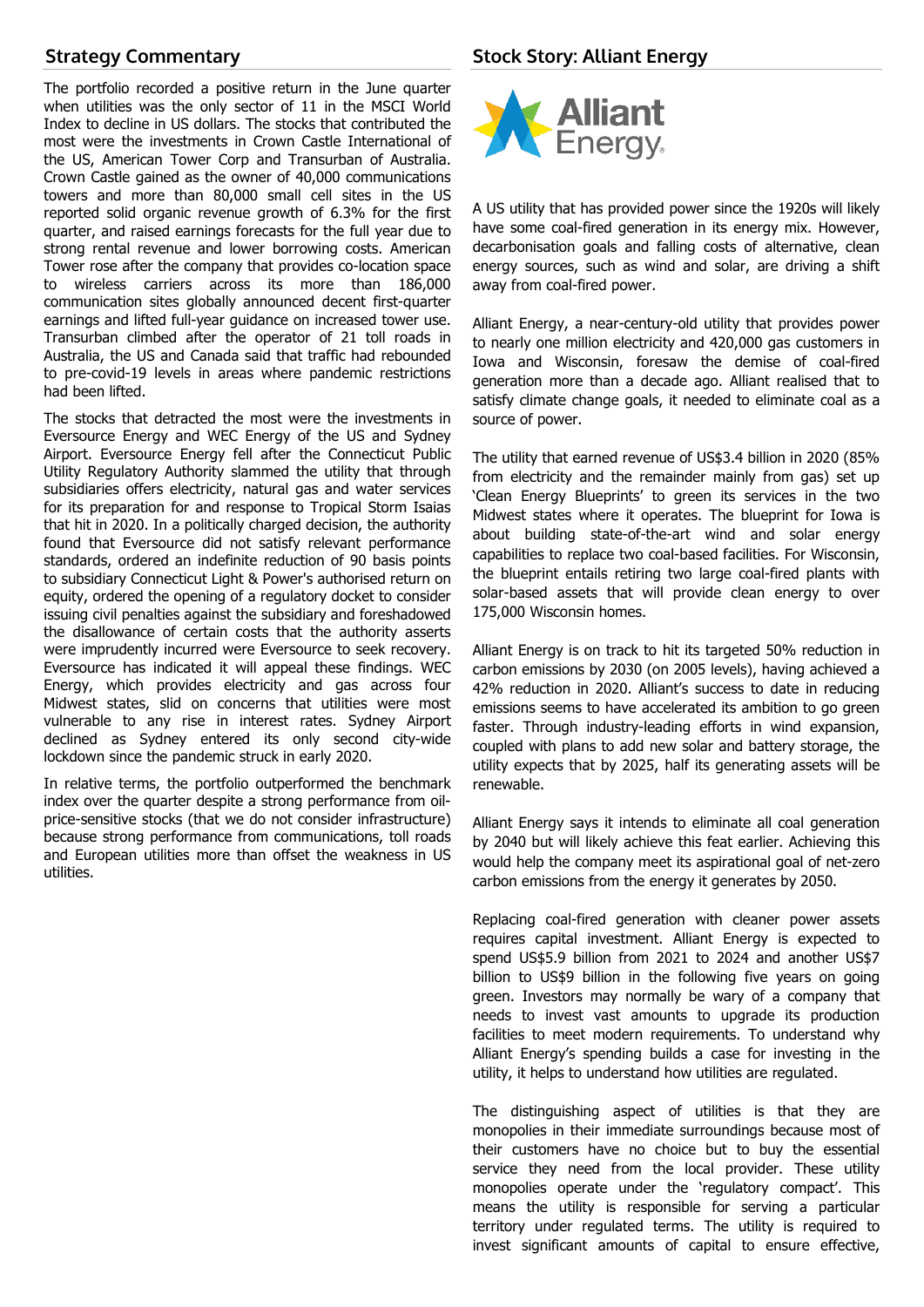## Strategy Commentary

The portfolio recorded a positive return in the June quarter when utilities was the only sector of 11 in the MSCI World Index to decline in US dollars. The stocks that contributed the most were the investments in Crown Castle International of the US, American Tower Corp and Transurban of Australia. Crown Castle gained as the owner of 40,000 communications towers and more than 80,000 small cell sites in the US reported solid organic revenue growth of 6.3% for the first quarter, and raised earnings forecasts for the full year due to strong rental revenue and lower borrowing costs. American Tower rose after the company that provides co-location space to wireless carriers across its more than 186,000 communication sites globally announced decent first-quarter earnings and lifted full-year guidance on increased tower use. Transurban climbed after the operator of 21 toll roads in Australia, the US and Canada said that traffic had rebounded to pre-covid-19 levels in areas where pandemic restrictions had been lifted.

The stocks that detracted the most were the investments in Eversource Energy and WEC Energy of the US and Sydney Airport. Eversource Energy fell after the Connecticut Public Utility Regulatory Authority slammed the utility that through subsidiaries offers electricity, natural gas and water services for its preparation for and response to Tropical Storm Isaias that hit in 2020. In a politically charged decision, the authority found that Eversource did not satisfy relevant performance standards, ordered an indefinite reduction of 90 basis points to subsidiary Connecticut Light & Power's authorised return on equity, ordered the opening of a regulatory docket to consider issuing civil penalties against the subsidiary and foreshadowed the disallowance of certain costs that the authority asserts were imprudently incurred were Eversource to seek recovery. Eversource has indicated it will appeal these findings. WEC Energy, which provides electricity and gas across four Midwest states, slid on concerns that utilities were most vulnerable to any rise in interest rates. Sydney Airport declined as Sydney entered its only second city-wide lockdown since the pandemic struck in early 2020.

In relative terms, the portfolio outperformed the benchmark index over the quarter despite a strong performance from oil-price-sensitive stocks (that we do not consider infrastructure) because strong performance from communications, toll roads and European utilities more than offset the weakness in US utilities.

## Stock Story: Alliant Energy

A US utility that has provided power since the 1920s will likely have some coal-fired generation in its energy mix. However, decarbonisation goals and falling costs of alternative, clean energy sources, such as wind and solar, are driving a shift away from coal-fired power.

Alliant Energy, a near-century-old utility that provides power to nearly one million electricity and 420,000 gas customers in Iowa and Wisconsin, foresaw the demise of coal-fired generation more than a decade ago. Alliant realised that to satisfy climate change goals, it needed to eliminate coal as a source of power.

The utility that earned revenue of US$3.4 billion in 2020 (85% from electricity and the remainder mainly from gas) set up 'Clean Energy Blueprints' to green its services in the two Midwest states where it operates. The blueprint for Iowa is about building state-of-the-art wind and solar energy capabilities to replace two coal-based facilities. For Wisconsin, the blueprint entails retiring two large coal-fired plants with solar-based assets that will provide clean energy to over 175,000 Wisconsin homes.

Alliant Energy is on track to hit its targeted 50% reduction in carbon emissions by 2030 (on 2005 levels), having achieved a 42% reduction in 2020. Alliant's success to date in reducing emissions seems to have accelerated its ambition to go green faster. Through industry-leading efforts in wind expansion, coupled with plans to add new solar and battery storage, the utility expects that by 2025, half its generating assets will be renewable.

Alliant Energy says it intends to eliminate all coal generation by 2040 but will likely achieve this feat earlier. Achieving this would help the company meet its aspirational goal of net-zero carbon emissions from the energy it generates by 2050.

Replacing coal-fired generation with cleaner power assets requires capital investment. Alliant Energy is expected to spend US$5.9 billion from 2021 to 2024 and another US$7 billion to US$9 billion in the following five years on going green. Investors may normally be wary of a company that needs to invest vast amounts to upgrade its production facilities to meet modern requirements. To understand why Alliant Energy's spending builds a case for investing in the utility, it helps to understand how utilities are regulated.

The distinguishing aspect of utilities is that they are monopolies in their immediate surroundings because most of their customers have no choice but to buy the essential service they need from the local provider. These utility monopolies operate under the 'regulatory compact'. This means the utility is responsible for serving a particular territory under regulated terms. The utility is required to invest significant amounts of capital to ensure effective,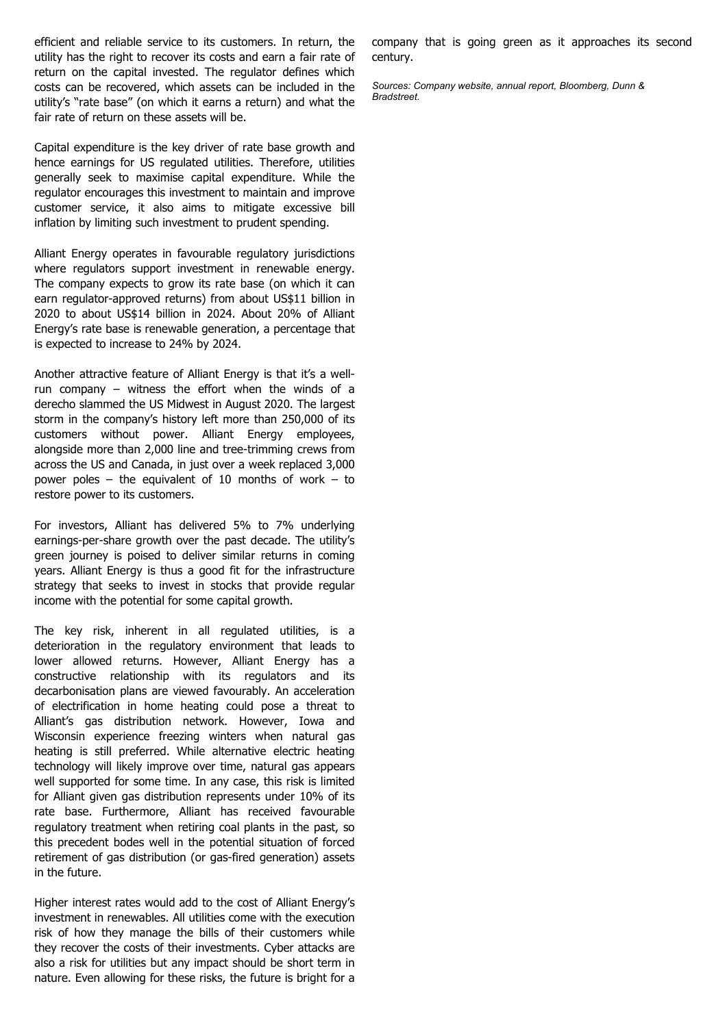efficient and reliable service to its customers. In return, the utility has the right to recover its costs and earn a fair rate of return on the capital invested. The regulator defines which costs can be recovered, which assets can be included in the utility's "rate base" (on which it earns a return) and what the fair rate of return on these assets will be.

Capital expenditure is the key driver of rate base growth and hence earnings for US regulated utilities. Therefore, utilities generally seek to maximise capital expenditure. While the regulator encourages this investment to maintain and improve customer service, it also aims to mitigate excessive bill inflation by limiting such investment to prudent spending.

Alliant Energy operates in favourable regulatory jurisdictions where regulators support investment in renewable energy. The company expects to grow its rate base (on which it can earn regulator-approved returns) from about US$11 billion in 2020 to about US$14 billion in 2024. About 20% of Alliant Energy's rate base is renewable generation, a percentage that is expected to increase to 24% by 2024.

Another attractive feature of Alliant Energy is that it's a well-run company – witness the effort when the winds of a derecho slammed the US Midwest in August 2020. The largest storm in the company's history left more than 250,000 of its customers without power. Alliant Energy employees, alongside more than 2,000 line and tree-trimming crews from across the US and Canada, in just over a week replaced 3,000 power poles – the equivalent of 10 months of work – to restore power to its customers.

For investors, Alliant has delivered 5% to 7% underlying earnings-per-share growth over the past decade. The utility's green journey is poised to deliver similar returns in coming years. Alliant Energy is thus a good fit for the infrastructure strategy that seeks to invest in stocks that provide regular income with the potential for some capital growth.

The key risk, inherent in all regulated utilities, is a deterioration in the regulatory environment that leads to lower allowed returns. However, Alliant Energy has a constructive relationship with its regulators and its decarbonisation plans are viewed favourably. An acceleration of electrification in home heating could pose a threat to Alliant's gas distribution network. However, Iowa and Wisconsin experience freezing winters when natural gas heating is still preferred. While alternative electric heating technology will likely improve over time, natural gas appears well supported for some time. In any case, this risk is limited for Alliant given gas distribution represents under 10% of its rate base. Furthermore, Alliant has received favourable regulatory treatment when retiring coal plants in the past, so this precedent bodes well in the potential situation of forced retirement of gas distribution (or gas-fired generation) assets in the future.

Higher interest rates would add to the cost of Alliant Energy's investment in renewables. All utilities come with the execution risk of how they manage the bills of their customers while they recover the costs of their investments. Cyber attacks are also a risk for utilities but any impact should be short term in nature. Even allowing for these risks, the future is bright for a company that is going green as it approaches its second century.

*Sources: Company website, annual report, Bloomberg, Dunn & Bradstreet.*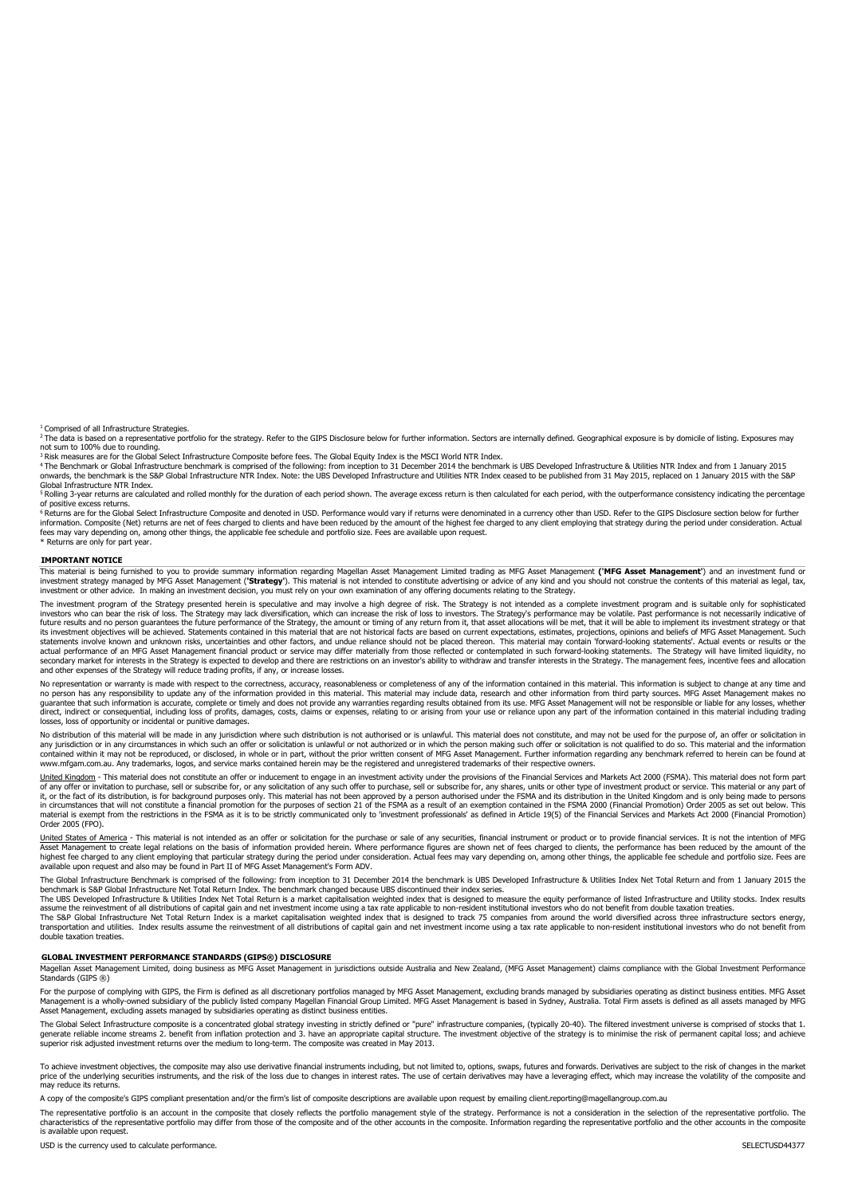[1] Comprised of all Infrastructure Strategies.

[2] The data is based on a representative portfolio for the strategy. Refer to the GIPS Disclosure below for further information. Sectors are internally defined. Geographical exposure is by domicile of listing. Exposures may not sum to 100% due to rounding.

[3] Risk measures are for the Global Select Infrastructure Composite before fees. The Global Equity Index is the MSCI World NTR Index.

[4] The Benchmark or Global Infrastructure benchmark is comprised of the following: from inception to 31 December 2014 the benchmark is UBS Developed Infrastructure & Utilities NTR Index and from 1 January 2015 onwards, the benchmark is the S&P Global Infrastructure NTR Index. Note: the UBS Developed Infrastructure and Utilities NTR Index ceased to be published from 31 May 2015, replaced on 1 January 2015 with the S&P Global Infrastructure NTR Index.

[5] Rolling 3-year returns are calculated and rolled monthly for the duration of each period shown. The average excess return is then calculated for each period, with the outperformance consistency indicating the percentage of positive excess returns.

[6] Returns are for the Global Select Infrastructure Composite and denoted in USD. Performance would vary if returns were denominated in a currency other than USD. Refer to the GIPS Disclosure section below for further information. Composite (Net) returns are net of fees charged to clients and have been reduced by the amount of the highest fee charged to any client employing that strategy during the period under consideration. Actual fees may vary depending on, among other things, the applicable fee schedule and portfolio size. Fees are available upon request.

* Returns are only for part year.

## IMPORTANT NOTICE

This material is being furnished to you to provide summary information regarding Magellan Asset Management Limited trading as MFG Asset Management (**'MFG Asset Management'**) and an investment fund or investment strategy managed by MFG Asset Management ('**Strategy**'). This material is not intended to constitute advertising or advice of any kind and you should not construe the contents of this material as legal, tax, investment or other advice. In making an investment decision, you must rely on your own examination of any offering documents relating to the Strategy.

The investment program of the Strategy presented herein is speculative and may involve a high degree of risk. The Strategy is not intended as a complete investment program and is suitable only for sophisticated investors who can bear the risk of loss. The Strategy may lack diversification, which can increase the risk of loss to investors. The Strategy's performance may be volatile. Past performance is not necessarily indicative of future results and no person guarantees the future performance of the Strategy, the amount or timing of any return from it, that asset allocations will be met, that it will be able to implement its investment strategy or that its investment objectives will be achieved. Statements contained in this material that are not historical facts are based on current expectations, estimates, projections, opinions and beliefs of MFG Asset Management. Such statements involve known and unknown risks, uncertainties and other factors, and undue reliance should not be placed thereon. This material may contain 'forward-looking statements'. Actual events or results or the actual performance of an MFG Asset Management financial product or service may differ materially from those reflected or contemplated in such forward-looking statements. The Strategy will have limited liquidity, no secondary market for interests in the Strategy is expected to develop and there are restrictions on an investor's ability to withdraw and transfer interests in the Strategy. The management fees, incentive fees and allocation and other expenses of the Strategy will reduce trading profits, if any, or increase losses.

No representation or warranty is made with respect to the correctness, accuracy, reasonableness or completeness of any of the information contained in this material. This information is subject to change at any time and no person has any responsibility to update any of the information provided in this material. This material may include data, research and other information from third party sources. MFG Asset Management makes no guarantee that such information is accurate, complete or timely and does not provide any warranties regarding results obtained from its use. MFG Asset Management will not be responsible or liable for any losses, whether direct, indirect or consequential, including loss of profits, damages, costs, claims or expenses, relating to or arising from your use or reliance upon any part of the information contained in this material including trading losses, loss of opportunity or incidental or punitive damages.

No distribution of this material will be made in any jurisdiction where such distribution is not authorised or is unlawful. This material does not constitute, and may not be used for the purpose of, an offer or solicitation in any jurisdiction or in any circumstances in which such an offer or solicitation is unlawful or not authorized or in which the person making such offer or solicitation is not qualified to do so. This material and the information contained within it may not be reproduced, or disclosed, in whole or in part, without the prior written consent of MFG Asset Management. Further information regarding any benchmark referred to herein can be found at www.mfgam.com.au. Any trademarks, logos, and service marks contained herein may be the registered and unregistered trademarks of their respective owners.

United Kingdom - This material does not constitute an offer or inducement to engage in an investment activity under the provisions of the Financial Services and Markets Act 2000 (FSMA). This material does not form part of any offer or invitation to purchase, sell or subscribe for, or any solicitation of any such offer to purchase, sell or subscribe for, any shares, units or other type of investment product or service. This material or any part of it, or the fact of its distribution, is for background purposes only. This material has not been approved by a person authorised under the FSMA and its distribution in the United Kingdom and is only being made to persons in circumstances that will not constitute a financial promotion for the purposes of section 21 of the FSMA as a result of an exemption contained in the FSMA 2000 (Financial Promotion) Order 2005 as set out below. This material is exempt from the restrictions in the FSMA as it is to be strictly communicated only to 'investment professionals' as defined in Article 19(5) of the Financial Services and Markets Act 2000 (Financial Promotion) Order 2005 (FPO).

United States of America - This material is not intended as an offer or solicitation for the purchase or sale of any securities, financial instrument or product or to provide financial services. It is not the intention of MFG Asset Management to create legal relations on the basis of information provided herein. Where performance figures are shown net of fees charged to clients, the performance has been reduced by the amount of the highest fee charged to any client employing that particular strategy during the period under consideration. Actual fees may vary depending on, among other things, the applicable fee schedule and portfolio size. Fees are available upon request and also may be found in Part II of MFG Asset Management's Form ADV.

The Global Infrastructure Benchmark is comprised of the following: from inception to 31 December 2014 the benchmark is UBS Developed Infrastructure & Utilities Index Net Total Return and from 1 January 2015 the benchmark is S&P Global Infrastructure Net Total Return Index. The benchmark changed because UBS discontinued their index series.

The UBS Developed Infrastructure & Utilities Index Net Total Return is a market capitalisation weighted index that is designed to measure the equity performance of listed Infrastructure and Utility stocks. Index results assume the reinvestment of all distributions of capital gain and net investment income using a tax rate applicable to non-resident institutional investors who do not benefit from double taxation treaties.

The S&P Global Infrastructure Net Total Return Index is a market capitalisation weighted index that is designed to track 75 companies from around the world diversified across three infrastructure sectors energy, transportation and utilities. Index results assume the reinvestment of all distributions of capital gain and net investment income using a tax rate applicable to non-resident institutional investors who do not benefit from double taxation treaties.

## GLOBAL INVESTMENT PERFORMANCE STANDARDS (GIPS®) DISCLOSURE

Magellan Asset Management Limited, doing business as MFG Asset Management in jurisdictions outside Australia and New Zealand, (MFG Asset Management) claims compliance with the Global Investment Performance Standards (GIPS ®)

For the purpose of complying with GIPS, the Firm is defined as all discretionary portfolios managed by MFG Asset Management, excluding brands managed by subsidiaries operating as distinct business entities. MFG Asset Management is a wholly-owned subsidiary of the publicly listed company Magellan Financial Group Limited. MFG Asset Management is based in Sydney, Australia. Total Firm assets is defined as all assets managed by MFG Asset Management, excluding assets managed by subsidiaries operating as distinct business entities.

The Global Select Infrastructure composite is a concentrated global strategy investing in strictly defined or "pure" infrastructure companies, (typically 20-40). The filtered investment universe is comprised of stocks that 1. generate reliable income streams 2. benefit from inflation protection and 3. have an appropriate capital structure. The investment objective of the strategy is to minimise the risk of permanent capital loss; and achieve superior risk adjusted investment returns over the medium to long-term. The composite was created in May 2013.

To achieve investment objectives, the composite may also use derivative financial instruments including, but not limited to, options, swaps, futures and forwards. Derivatives are subject to the risk of changes in the market price of the underlying securities instruments, and the risk of the loss due to changes in interest rates. The use of certain derivatives may have a leveraging effect, which may increase the volatility of the composite and may reduce its returns.

A copy of the composite's GIPS compliant presentation and/or the firm's list of composite descriptions are available upon request by emailing client.reporting@magellangroup.com.au

The representative portfolio is an account in the composite that closely reflects the portfolio management style of the strategy. Performance is not a consideration in the selection of the representative portfolio. The characteristics of the representative portfolio may differ from those of the composite and of the other accounts in the composite. Information regarding the representative portfolio and the other accounts in the composite is available upon request.

USD is the currency used to calculate performance.

SELECTUSD44377